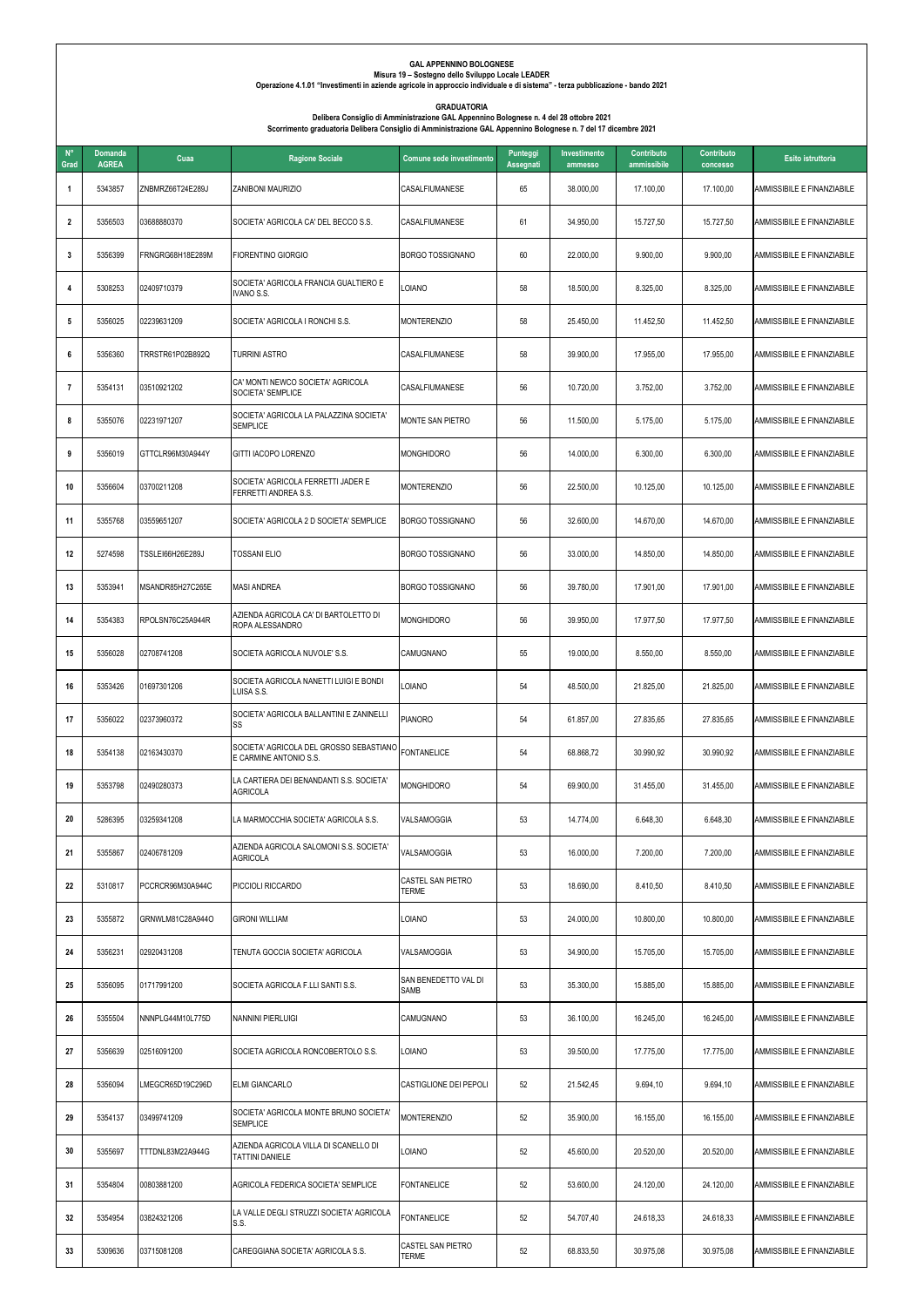**GAL APPENNINO BOLOGNESE**
**Misura 19 – Sostegno dello Sviluppo Locale LEADER**
**Operazione 4.1.01 "Investimenti in aziende agricole in approccio individuale e di sistema" - terza pubblicazione - bando 2021**

**GRADUATORIA**
**Delibera Consiglio di Amministrazione GAL Appennino Bolognese n. 4 del 28 ottobre 2021**
**Scorrimento graduatoria Delibera Consiglio di Amministrazione GAL Appennino Bolognese n. 7 del 17 dicembre 2021**

| N° Grad | Domanda AGREA | Cuaa | Ragione Sociale | Comune sede investimento | Punteggi Assegnati | Investimento ammesso | Contributo ammissibile | Contributo concesso | Esito istruttoria |
|---|---|---|---|---|---|---|---|---|---|
| 1 | 5343857 | ZNBMRZ66T24E289J | ZANIBONI MAURIZIO | CASALFIUMANESE | 65 | 38.000,00 | 17.100,00 | 17.100,00 | AMMISSIBILE E FINANZIABILE |
| 2 | 5356503 | 03688880370 | SOCIETA' AGRICOLA CA' DEL BECCO S.S. | CASALFIUMANESE | 61 | 34.950,00 | 15.727,50 | 15.727,50 | AMMISSIBILE E FINANZIABILE |
| 3 | 5356399 | FRNGRG68H18E289M | FIORENTINO GIORGIO | BORGO TOSSIGNANO | 60 | 22.000,00 | 9.900,00 | 9.900,00 | AMMISSIBILE E FINANZIABILE |
| 4 | 5308253 | 02409710379 | SOCIETA' AGRICOLA FRANCIA GUALTIERO E IVANO S.S. | LOIANO | 58 | 18.500,00 | 8.325,00 | 8.325,00 | AMMISSIBILE E FINANZIABILE |
| 5 | 5356025 | 02239631209 | SOCIETA' AGRICOLA I RONCHI S.S. | MONTERENZIO | 58 | 25.450,00 | 11.452,50 | 11.452,50 | AMMISSIBILE E FINANZIABILE |
| 6 | 5356360 | TRRSTR61P02B892Q | TURRINI ASTRO | CASALFIUMANESE | 58 | 39.900,00 | 17.955,00 | 17.955,00 | AMMISSIBILE E FINANZIABILE |
| 7 | 5354131 | 03510921202 | CA' MONTI NEWCO SOCIETA' AGRICOLA SOCIETA' SEMPLICE | CASALFIUMANESE | 56 | 10.720,00 | 3.752,00 | 3.752,00 | AMMISSIBILE E FINANZIABILE |
| 8 | 5355076 | 02231971207 | SOCIETA' AGRICOLA LA PALAZZINA SOCIETA' SEMPLICE | MONTE SAN PIETRO | 56 | 11.500,00 | 5.175,00 | 5.175,00 | AMMISSIBILE E FINANZIABILE |
| 9 | 5356019 | GTTCLR96M30A944Y | GITTI IACOPO LORENZO | MONGHIDORO | 56 | 14.000,00 | 6.300,00 | 6.300,00 | AMMISSIBILE E FINANZIABILE |
| 10 | 5356604 | 03700211208 | SOCIETA' AGRICOLA FERRETTI JADER E FERRETTI ANDREA S.S. | MONTERENZIO | 56 | 22.500,00 | 10.125,00 | 10.125,00 | AMMISSIBILE E FINANZIABILE |
| 11 | 5355768 | 03559651207 | SOCIETA' AGRICOLA 2 D SOCIETA' SEMPLICE | BORGO TOSSIGNANO | 56 | 32.600,00 | 14.670,00 | 14.670,00 | AMMISSIBILE E FINANZIABILE |
| 12 | 5274598 | TSSLEI66H26E289J | TOSSANI ELIO | BORGO TOSSIGNANO | 56 | 33.000,00 | 14.850,00 | 14.850,00 | AMMISSIBILE E FINANZIABILE |
| 13 | 5353941 | MSANDR85H27C265E | MASI ANDREA | BORGO TOSSIGNANO | 56 | 39.780,00 | 17.901,00 | 17.901,00 | AMMISSIBILE E FINANZIABILE |
| 14 | 5354383 | RPOLSN76C25A944R | AZIENDA AGRICOLA CA' DI BARTOLETTO DI ROPA ALESSANDRO | MONGHIDORO | 56 | 39.950,00 | 17.977,50 | 17.977,50 | AMMISSIBILE E FINANZIABILE |
| 15 | 5356028 | 02708741208 | SOCIETA AGRICOLA NUVOLE' S.S. | CAMUGNANO | 55 | 19.000,00 | 8.550,00 | 8.550,00 | AMMISSIBILE E FINANZIABILE |
| 16 | 5353426 | 01697301206 | SOCIETA AGRICOLA NANETTI LUIGI E BONDI LUISA S.S. | LOIANO | 54 | 48.500,00 | 21.825,00 | 21.825,00 | AMMISSIBILE E FINANZIABILE |
| 17 | 5356022 | 02373960372 | SOCIETA' AGRICOLA BALLANTINI E ZANINELLI SS | PIANORO | 54 | 61.857,00 | 27.835,65 | 27.835,65 | AMMISSIBILE E FINANZIABILE |
| 18 | 5354138 | 02163430370 | SOCIETA' AGRICOLA DEL GROSSO SEBASTIANO E CARMINE ANTONIO S.S. | FONTANELICE | 54 | 68.868,72 | 30.990,92 | 30.990,92 | AMMISSIBILE E FINANZIABILE |
| 19 | 5353798 | 02490280373 | LA CARTIERA DEI BENANDANTI S.S. SOCIETA' AGRICOLA | MONGHIDORO | 54 | 69.900,00 | 31.455,00 | 31.455,00 | AMMISSIBILE E FINANZIABILE |
| 20 | 5286395 | 03259341208 | LA MARMOCCHIA SOCIETA' AGRICOLA S.S. | VALSAMOGGIA | 53 | 14.774,00 | 6.648,30 | 6.648,30 | AMMISSIBILE E FINANZIABILE |
| 21 | 5355867 | 02406781209 | AZIENDA AGRICOLA SALOMONI S.S. SOCIETA' AGRICOLA | VALSAMOGGIA | 53 | 16.000,00 | 7.200,00 | 7.200,00 | AMMISSIBILE E FINANZIABILE |
| 22 | 5310817 | PCCRCR96M30A944C | PICCIOLI RICCARDO | CASTEL SAN PIETRO TERME | 53 | 18.690,00 | 8.410,50 | 8.410,50 | AMMISSIBILE E FINANZIABILE |
| 23 | 5355872 | GRNWLM81C28A944O | GIRONI WILLIAM | LOIANO | 53 | 24.000,00 | 10.800,00 | 10.800,00 | AMMISSIBILE E FINANZIABILE |
| 24 | 5356231 | 02920431208 | TENUTA GOCCIA SOCIETA' AGRICOLA | VALSAMOGGIA | 53 | 34.900,00 | 15.705,00 | 15.705,00 | AMMISSIBILE E FINANZIABILE |
| 25 | 5356095 | 01717991200 | SOCIETA AGRICOLA F.LLI SANTI S.S. | SAN BENEDETTO VAL DI SAMB | 53 | 35.300,00 | 15.885,00 | 15.885,00 | AMMISSIBILE E FINANZIABILE |
| 26 | 5355504 | NNNPLG44M10L775D | NANNINI PIERLUIGI | CAMUGNANO | 53 | 36.100,00 | 16.245,00 | 16.245,00 | AMMISSIBILE E FINANZIABILE |
| 27 | 5356639 | 02516091200 | SOCIETA AGRICOLA RONCOBERTOLO S.S. | LOIANO | 53 | 39.500,00 | 17.775,00 | 17.775,00 | AMMISSIBILE E FINANZIABILE |
| 28 | 5356094 | LMEGCR65D19C296D | ELMI GIANCARLO | CASTIGLIONE DEI PEPOLI | 52 | 21.542,45 | 9.694,10 | 9.694,10 | AMMISSIBILE E FINANZIABILE |
| 29 | 5354137 | 03499741209 | SOCIETA' AGRICOLA MONTE BRUNO SOCIETA' SEMPLICE | MONTERENZIO | 52 | 35.900,00 | 16.155,00 | 16.155,00 | AMMISSIBILE E FINANZIABILE |
| 30 | 5355697 | TTTDNL83M22A944G | AZIENDA AGRICOLA VILLA DI SCANELLO DI TATTINI DANIELE | LOIANO | 52 | 45.600,00 | 20.520,00 | 20.520,00 | AMMISSIBILE E FINANZIABILE |
| 31 | 5354804 | 00803881200 | AGRICOLA FEDERICA SOCIETA' SEMPLICE | FONTANELICE | 52 | 53.600,00 | 24.120,00 | 24.120,00 | AMMISSIBILE E FINANZIABILE |
| 32 | 5354954 | 03824321206 | LA VALLE DEGLI STRUZZI SOCIETA' AGRICOLA S.S. | FONTANELICE | 52 | 54.707,40 | 24.618,33 | 24.618,33 | AMMISSIBILE E FINANZIABILE |
| 33 | 5309636 | 03715081208 | CAREGGIANA SOCIETA' AGRICOLA S.S. | CASTEL SAN PIETRO TERME | 52 | 68.833,50 | 30.975,08 | 30.975,08 | AMMISSIBILE E FINANZIABILE |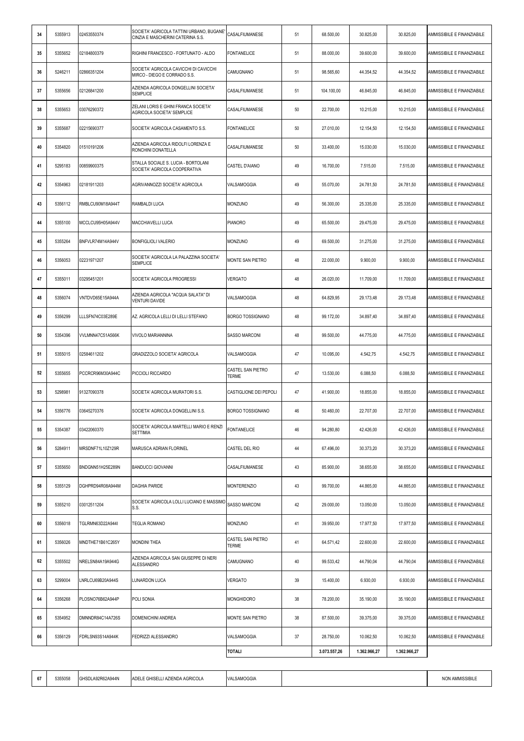| | | | | | | | | |
|---|---|---|---|---|---|---|---|---|
| 34 | 5355913 | 02453550374 | SOCIETA' AGRICOLA TATTINI URBANO, BUGANE' CINZIA E MASCHERINI CATERINA S.S. | CASALFIUMANESE | 51 | 68.500,00 | 30.825,00 | 30.825,00 | AMMISSIBILE E FINANZIABILE |
| 35 | 5355652 | 02184800379 | RIGHINI FRANCESCO - FORTUNATO - ALDO | FONTANELICE | 51 | 88.000,00 | 39.600,00 | 39.600,00 | AMMISSIBILE E FINANZIABILE |
| 36 | 5246211 | 02866351204 | SOCIETA' AGRICOLA CAVICCHI DI CAVICCHI MIRCO - DIEGO E CORRADO S.S. | CAMUGNANO | 51 | 98.565,60 | 44.354,52 | 44.354,52 | AMMISSIBILE E FINANZIABILE |
| 37 | 5355656 | 02126841200 | AZIENDA AGRICOLA DONGELLINI SOCIETA' SEMPLICE | CASALFIUMANESE | 51 | 104.100,00 | 46.845,00 | 46.845,00 | AMMISSIBILE E FINANZIABILE |
| 38 | 5355653 | 03076290372 | ZELANI LORIS E GHINI FRANCA SOCIETA' AGRICOLA SOCIETA' SEMPLICE | CASALFIUMANESE | 50 | 22.700,00 | 10.215,00 | 10.215,00 | AMMISSIBILE E FINANZIABILE |
| 39 | 5355687 | 02215690377 | SOCIETA' AGRICOLA CASAMENTO S.S. | FONTANELICE | 50 | 27.010,00 | 12.154,50 | 12.154,50 | AMMISSIBILE E FINANZIABILE |
| 40 | 5354820 | 01510191206 | AZIENDA AGRICOLA RIDOLFI LORENZA E RONCHINI DONATELLA | CASALFIUMANESE | 50 | 33.400,00 | 15.030,00 | 15.030,00 | AMMISSIBILE E FINANZIABILE |
| 41 | 5295183 | 00859900375 | STALLA SOCIALE S. LUCIA - BORTOLANI SOCIETA' AGRICOLA COOPERATIVA | CASTEL D'AIANO | 49 | 16.700,00 | 7.515,00 | 7.515,00 | AMMISSIBILE E FINANZIABILE |
| 42 | 5354963 | 02181911203 | AGRIVANNOZZI SOCIETA' AGRICOLA | VALSAMOGGIA | 49 | 55.070,00 | 24.781,50 | 24.781,50 | AMMISSIBILE E FINANZIABILE |
| 43 | 5356112 | RMBLCU90M18A944T | RAMBALDI LUCA | MONZUNO | 49 | 56.300,00 | 25.335,00 | 25.335,00 | AMMISSIBILE E FINANZIABILE |
| 44 | 5355100 | MCCLCU95H05A944V | MACCHIAVELLI LUCA | PIANORO | 49 | 65.500,00 | 29.475,00 | 29.475,00 | AMMISSIBILE E FINANZIABILE |
| 45 | 5355264 | BNFVLR74M14A944V | BONFIGLIOLI VALERIO | MONZUNO | 49 | 69.500,00 | 31.275,00 | 31.275,00 | AMMISSIBILE E FINANZIABILE |
| 46 | 5356053 | 02231971207 | SOCIETA' AGRICOLA LA PALAZZINA SOCIETA' SEMPLICE | MONTE SAN PIETRO | 48 | 22.000,00 | 9.900,00 | 9.900,00 | AMMISSIBILE E FINANZIABILE |
| 47 | 5355011 | 03295451201 | SOCIETA' AGRICOLA PROGRESSI | VERGATO | 48 | 26.020,00 | 11.709,00 | 11.709,00 | AMMISSIBILE E FINANZIABILE |
| 48 | 5356074 | VNTDVD65E15A944A | AZIENDA AGRICOLA "ACQUA SALATA" DI VENTURI DAVIDE | VALSAMOGGIA | 48 | 64.829,95 | 29.173,48 | 29.173,48 | AMMISSIBILE E FINANZIABILE |
| 49 | 5356299 | LLLSFN74C03E289E | AZ. AGRICOLA LELLI DI LELLI STEFANO | BORGO TOSSIGNANO | 48 | 99.172,00 | 34.897,40 | 34.897,40 | AMMISSIBILE E FINANZIABILE |
| 50 | 5354396 | VVLMNN47C51A566K | VIVOLO MARIANNINA | SASSO MARCONI | 48 | 99.500,00 | 44.775,00 | 44.775,00 | AMMISSIBILE E FINANZIABILE |
| 51 | 5355015 | 02584611202 | GRADIZZOLO SOCIETA' AGRICOLA | VALSAMOGGIA | 47 | 10.095,00 | 4.542,75 | 4.542,75 | AMMISSIBILE E FINANZIABILE |
| 52 | 5355655 | PCCRCR96M30A944C | PICCIOLI RICCARDO | CASTEL SAN PIETRO TERME | 47 | 13.530,00 | 6.088,50 | 6.088,50 | AMMISSIBILE E FINANZIABILE |
| 53 | 5298981 | 91327090378 | SOCIETA' AGRICOLA MURATORI S.S. | CASTIGLIONE DEI PEPOLI | 47 | 41.900,00 | 18.855,00 | 18.855,00 | AMMISSIBILE E FINANZIABILE |
| 54 | 5356776 | 03645270376 | SOCIETA' AGRICOLA DONGELLINI S.S. | BORGO TOSSIGNANO | 46 | 50.460,00 | 22.707,00 | 22.707,00 | AMMISSIBILE E FINANZIABILE |
| 55 | 5354387 | 03422060370 | SOCIETA' AGRICOLA MARTELLI MARIO E RENZI SETTIMIA | FONTANELICE | 46 | 94.280,80 | 42.426,00 | 42.426,00 | AMMISSIBILE E FINANZIABILE |
| 56 | 5284911 | MRSDNF71L10Z129R | MARUSCA ADRIAN FLORINEL | CASTEL DEL RIO | 44 | 67.496,00 | 30.373,20 | 30.373,20 | AMMISSIBILE E FINANZIABILE |
| 57 | 5355650 | BNDGNN51H25E289N | BANDUCCI GIOVANNI | CASALFIUMANESE | 43 | 85.900,00 | 38.655,00 | 38.655,00 | AMMISSIBILE E FINANZIABILE |
| 58 | 5355129 | DGHPRD94R08A944M | DAGHIA PARIDE | MONTERENZIO | 43 | 99.700,00 | 44.865,00 | 44.865,00 | AMMISSIBILE E FINANZIABILE |
| 59 | 5355210 | 03012511204 | SOCIETA' AGRICOLA LOLLI LUCIANO E MASSIMO S.S. | SASSO MARCONI | 42 | 29.000,00 | 13.050,00 | 13.050,00 | AMMISSIBILE E FINANZIABILE |
| 60 | 5356018 | TGLRMN63D22A944I | TEGLIA ROMANO | MONZUNO | 41 | 39.950,00 | 17.977,50 | 17.977,50 | AMMISSIBILE E FINANZIABILE |
| 61 | 5356026 | MNDTHE71B61C265Y | MONDINI THEA | CASTEL SAN PIETRO TERME | 41 | 64.571,42 | 22.600,00 | 22.600,00 | AMMISSIBILE E FINANZIABILE |
| 62 | 5355502 | NRELSN84A19A944G | AZIENDA AGRICOLA SAN GIUSEPPE DI NERI ALESSANDRO | CAMUGNANO | 40 | 99.533,42 | 44.790,04 | 44.790,04 | AMMISSIBILE E FINANZIABILE |
| 63 | 5299004 | LNRLCU69B20A944S | LUNARDON LUCA | VERGATO | 39 | 15.400,00 | 6.930,00 | 6.930,00 | AMMISSIBILE E FINANZIABILE |
| 64 | 5356268 | PLOSNO76B62A944P | POLI SONIA | MONGHIDORO | 38 | 78.200,00 | 35.190,00 | 35.190,00 | AMMISSIBILE E FINANZIABILE |
| 65 | 5354952 | DMNNDR84C14A726S | DOMENICHINI ANDREA | MONTE SAN PIETRO | 38 | 87.500,00 | 39.375,00 | 39.375,00 | AMMISSIBILE E FINANZIABILE |
| 66 | 5356129 | FDRLSN93S14A944K | FEDRIZZI ALESSANDRO | VALSAMOGGIA | 37 | 28.750,00 | 10.062,50 | 10.062,50 | AMMISSIBILE E FINANZIABILE |
| | | | | **TOTALI** | | **3.073.557,26** | **1.362.966,27** | **1.362.966,27** | |

| | | | | | | | | | |
|---|---|---|---|---|---|---|---|---|---|
| 67 | 5355058 | GHSDLA92R62A944N | ADELE GHISELLI AZIENDA AGRICOLA | VALSAMOGGIA | | | | | NON AMMISSIBILE |